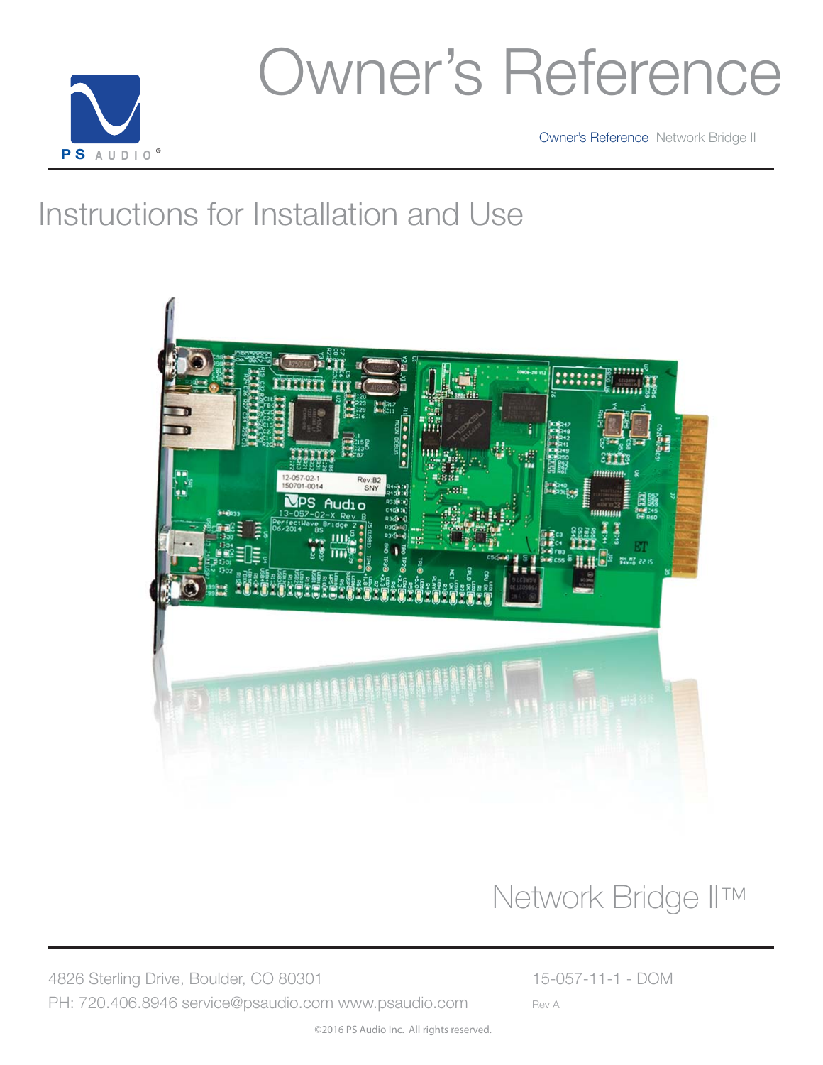PS AUDIO®

# Owner's Reference

Owner's Reference Network Bridge II

## Instructions for Installation and Use

Network Bridge II™

4826 Sterling Drive, Boulder, CO 80301

PH: 720.406.8946 service@psaudio.com www.psaudio.com

15-057-11-1 - DOM

Rev A

©2016 PS Audio Inc. All rights reserved.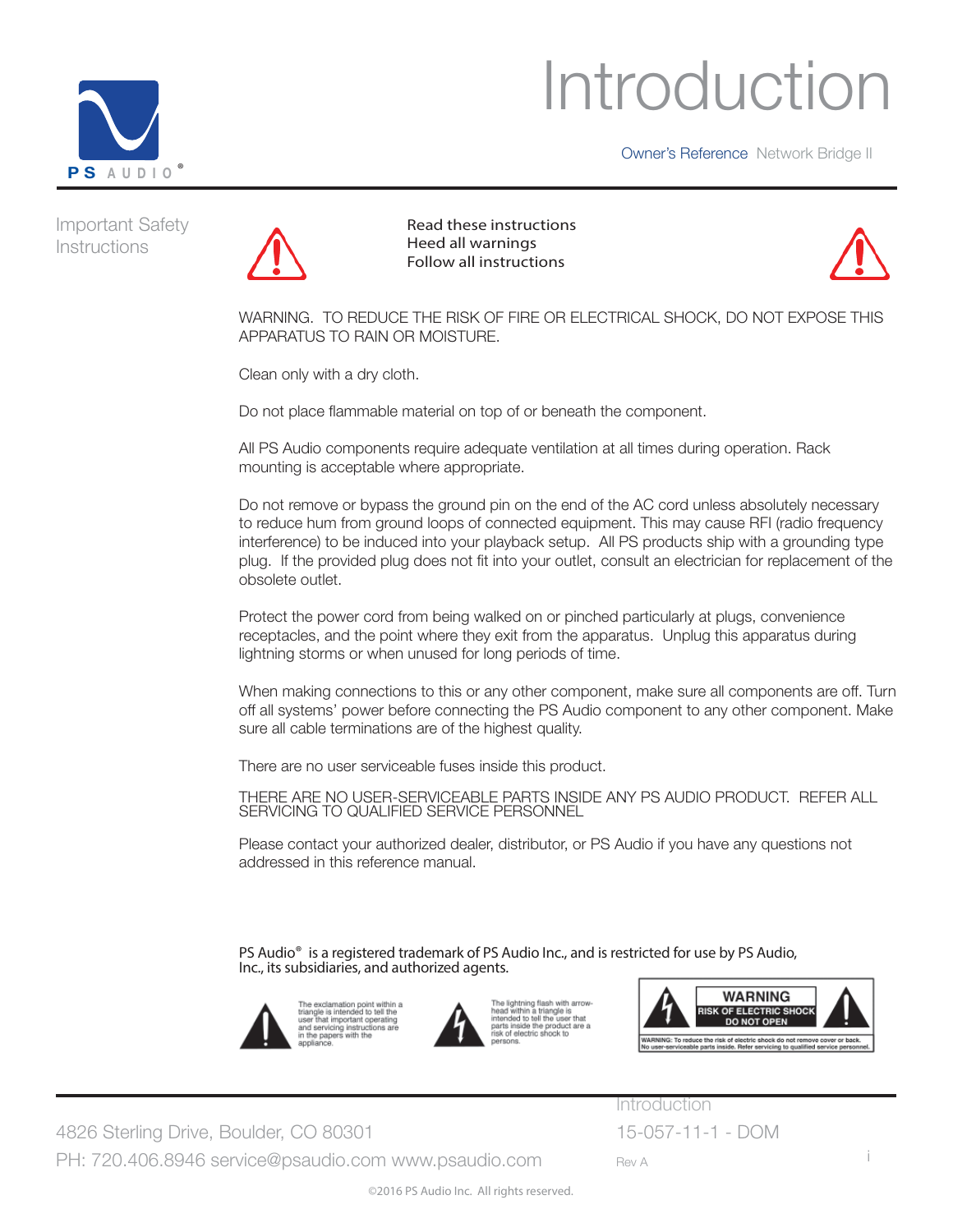# Introduction

Owner's Reference Network Bridge II

## Important Safety Instructions

Read these instructions
Heed all warnings
Follow all instructions

WARNING. TO REDUCE THE RISK OF FIRE OR ELECTRICAL SHOCK, DO NOT EXPOSE THIS APPARATUS TO RAIN OR MOISTURE.

Clean only with a dry cloth.

Do not place flammable material on top of or beneath the component.

All PS Audio components require adequate ventilation at all times during operation. Rack mounting is acceptable where appropriate.

Do not remove or bypass the ground pin on the end of the AC cord unless absolutely necessary to reduce hum from ground loops of connected equipment. This may cause RFI (radio frequency interference) to be induced into your playback setup. All PS products ship with a grounding type plug. If the provided plug does not fit into your outlet, consult an electrician for replacement of the obsolete outlet.

Protect the power cord from being walked on or pinched particularly at plugs, convenience receptacles, and the point where they exit from the apparatus. Unplug this apparatus during lightning storms or when unused for long periods of time.

When making connections to this or any other component, make sure all components are off. Turn off all systems' power before connecting the PS Audio component to any other component. Make sure all cable terminations are of the highest quality.

There are no user serviceable fuses inside this product.

THERE ARE NO USER-SERVICEABLE PARTS INSIDE ANY PS AUDIO PRODUCT. REFER ALL SERVICING TO QUALIFIED SERVICE PERSONNEL

Please contact your authorized dealer, distributor, or PS Audio if you have any questions not addressed in this reference manual.

PS Audio® is a registered trademark of PS Audio Inc., and is restricted for use by PS Audio, Inc., its subsidiaries, and authorized agents.

The exclamation point within a triangle is intended to tell the user that important operating and servicing instructions are in the papers with the appliance.

The lightning flash with arrowhead within a triangle is intended to tell the user that parts inside the product are a risk of electric shock to persons.

WARNING
RISK OF ELECTRIC SHOCK
DO NOT OPEN

WARNING: To reduce the risk of electric shock do not remove cover or back. No user-serviceable parts inside. Refer servicing to qualified service personnel.

4826 Sterling Drive, Boulder, CO 80301
PH: 720.406.8946 service@psaudio.com www.psaudio.com

Introduction
15-057-11-1 - DOM
Rev A

©2016 PS Audio Inc. All rights reserved.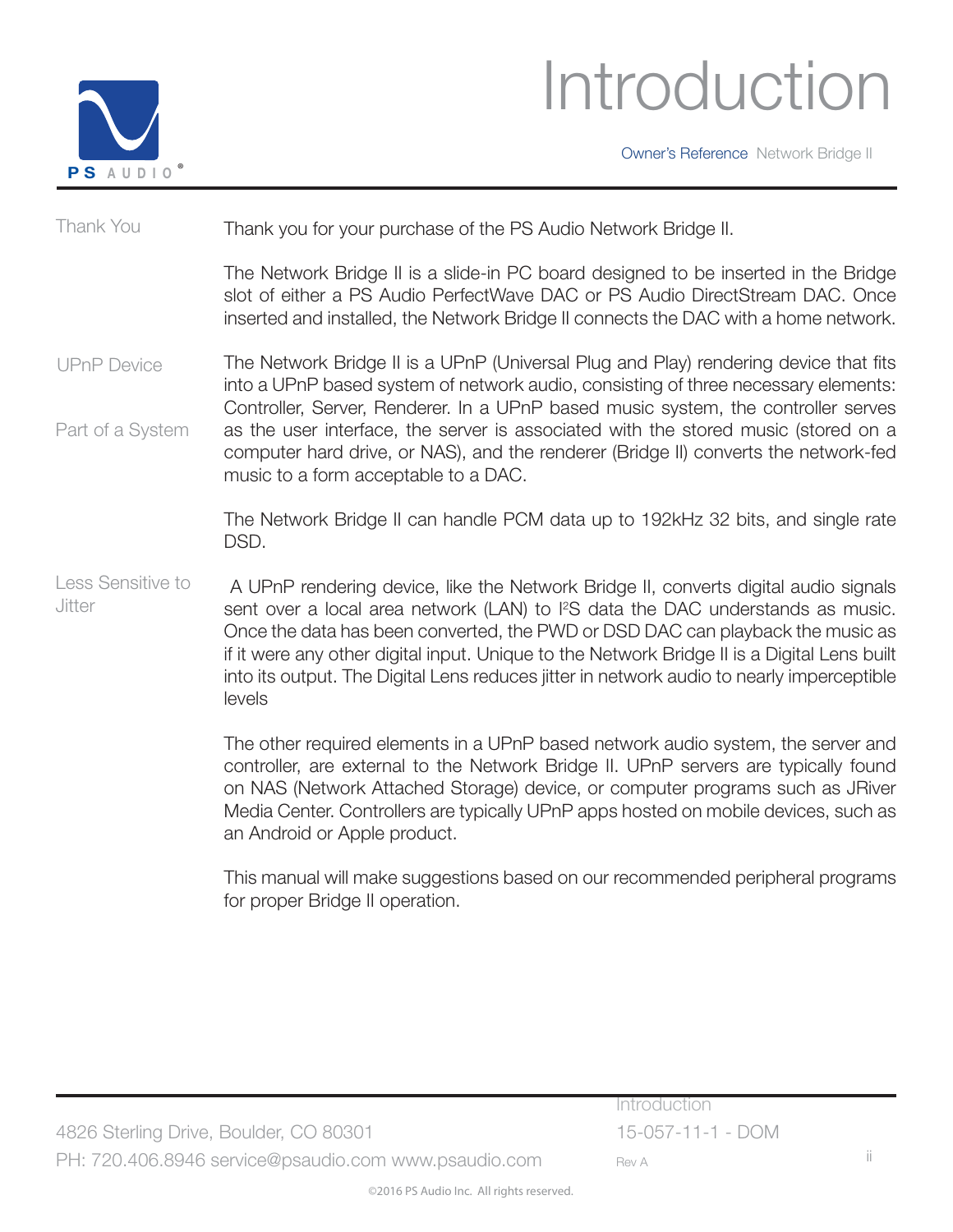# Introduction

Owner's Reference Network Bridge II

**Thank You**

Thank you for your purchase of the PS Audio Network Bridge II.

The Network Bridge II is a slide-in PC board designed to be inserted in the Bridge slot of either a PS Audio PerfectWave DAC or PS Audio DirectStream DAC. Once inserted and installed, the Network Bridge II connects the DAC with a home network.

**UPnP Device**

**Part of a System**

The Network Bridge II is a UPnP (Universal Plug and Play) rendering device that fits into a UPnP based system of network audio, consisting of three necessary elements: Controller, Server, Renderer. In a UPnP based music system, the controller serves as the user interface, the server is associated with the stored music (stored on a computer hard drive, or NAS), and the renderer (Bridge II) converts the network-fed music to a form acceptable to a DAC.

The Network Bridge II can handle PCM data up to 192kHz 32 bits, and single rate DSD.

**Less Sensitive to Jitter**

A UPnP rendering device, like the Network Bridge II, converts digital audio signals sent over a local area network (LAN) to I²S data the DAC understands as music. Once the data has been converted, the PWD or DSD DAC can playback the music as if it were any other digital input. Unique to the Network Bridge II is a Digital Lens built into its output. The Digital Lens reduces jitter in network audio to nearly imperceptible levels

The other required elements in a UPnP based network audio system, the server and controller, are external to the Network Bridge II. UPnP servers are typically found on NAS (Network Attached Storage) device, or computer programs such as JRiver Media Center. Controllers are typically UPnP apps hosted on mobile devices, such as an Android or Apple product.

This manual will make suggestions based on our recommended peripheral programs for proper Bridge II operation.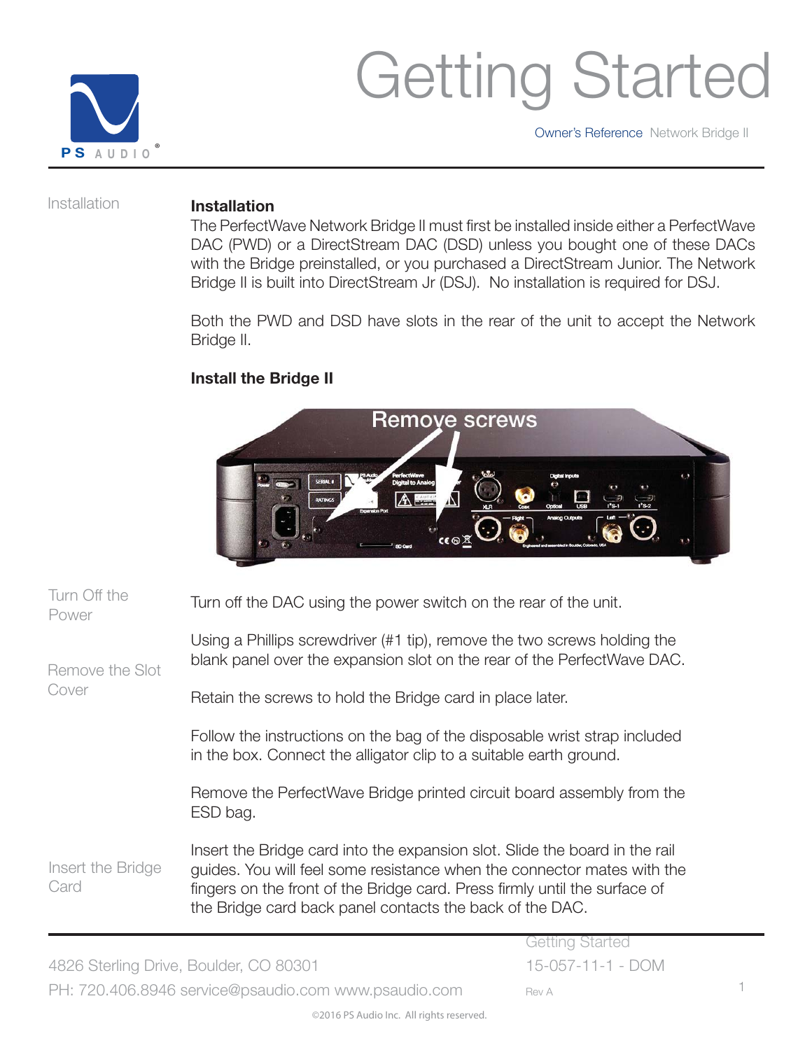# Getting Started

Owner's Reference Network Bridge II

## Installation

**Installation**

The PerfectWave Network Bridge II must first be installed inside either a PerfectWave DAC (PWD) or a DirectStream DAC (DSD) unless you bought one of these DACs with the Bridge preinstalled, or you purchased a DirectStream Junior. The Network Bridge II is built into DirectStream Jr (DSJ). No installation is required for DSJ.

Both the PWD and DSD have slots in the rear of the unit to accept the Network Bridge II.

**Install the Bridge II**

### Turn Off the Power

Turn off the DAC using the power switch on the rear of the unit.

### Remove the Slot Cover

Using a Phillips screwdriver (#1 tip), remove the two screws holding the blank panel over the expansion slot on the rear of the PerfectWave DAC.

Retain the screws to hold the Bridge card in place later.

Follow the instructions on the bag of the disposable wrist strap included in the box. Connect the alligator clip to a suitable earth ground.

Remove the PerfectWave Bridge printed circuit board assembly from the ESD bag.

### Insert the Bridge Card

Insert the Bridge card into the expansion slot. Slide the board in the rail guides. You will feel some resistance when the connector mates with the fingers on the front of the Bridge card. Press firmly until the surface of the Bridge card back panel contacts the back of the DAC.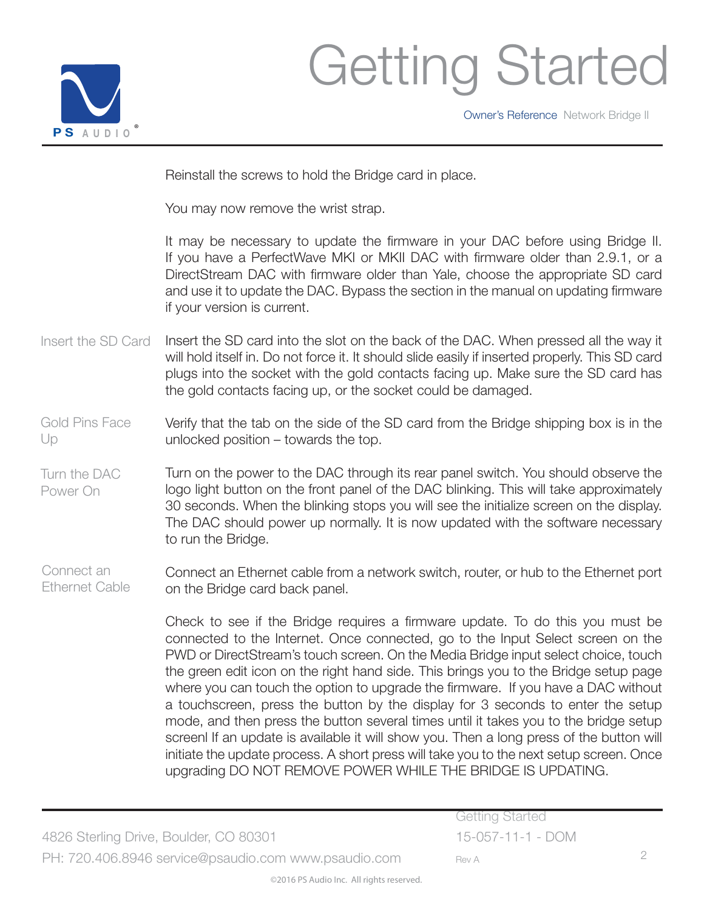Reinstall the screws to hold the Bridge card in place.

You may now remove the wrist strap.

It may be necessary to update the firmware in your DAC before using Bridge II. If you have a PerfectWave MKI or MKII DAC with firmware older than 2.9.1, or a DirectStream DAC with firmware older than Yale, choose the appropriate SD card and use it to update the DAC. Bypass the section in the manual on updating firmware if your version is current.

**Insert the SD Card**

Insert the SD card into the slot on the back of the DAC. When pressed all the way it will hold itself in. Do not force it. It should slide easily if inserted properly. This SD card plugs into the socket with the gold contacts facing up. Make sure the SD card has the gold contacts facing up, or the socket could be damaged.

**Gold Pins Face Up**

Verify that the tab on the side of the SD card from the Bridge shipping box is in the unlocked position – towards the top.

**Turn the DAC Power On**

Turn on the power to the DAC through its rear panel switch. You should observe the logo light button on the front panel of the DAC blinking. This will take approximately 30 seconds. When the blinking stops you will see the initialize screen on the display. The DAC should power up normally. It is now updated with the software necessary to run the Bridge.

**Connect an Ethernet Cable**

Connect an Ethernet cable from a network switch, router, or hub to the Ethernet port on the Bridge card back panel.

Check to see if the Bridge requires a firmware update. To do this you must be connected to the Internet. Once connected, go to the Input Select screen on the PWD or DirectStream's touch screen. On the Media Bridge input select choice, touch the green edit icon on the right hand side. This brings you to the Bridge setup page where you can touch the option to upgrade the firmware. If you have a DAC without a touchscreen, press the button by the display for 3 seconds to enter the setup mode, and then press the button several times until it takes you to the bridge setup screenl If an update is available it will show you. Then a long press of the button will initiate the update process. A short press will take you to the next setup screen. Once upgrading DO NOT REMOVE POWER WHILE THE BRIDGE IS UPDATING.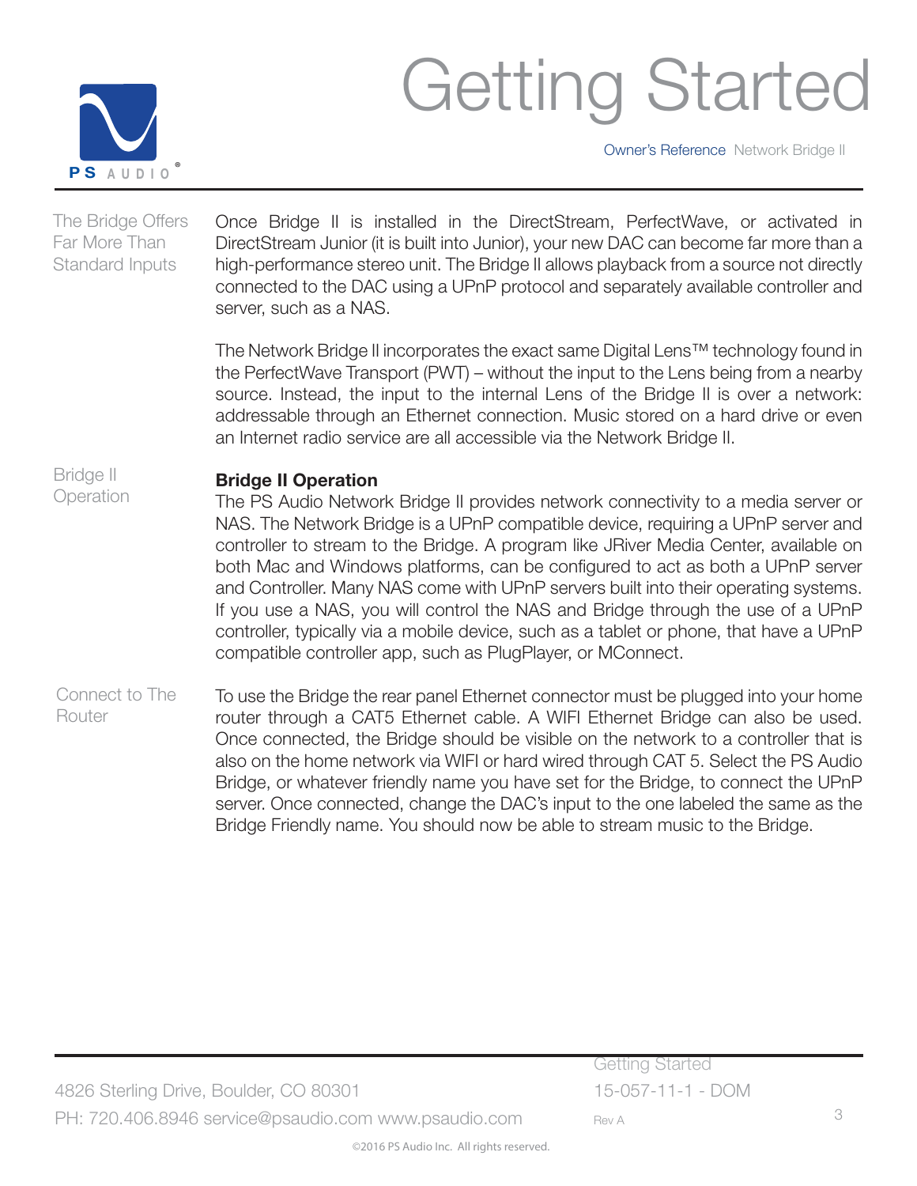# Getting Started

**The Bridge Offers Far More Than Standard Inputs**

Once Bridge II is installed in the DirectStream, PerfectWave, or activated in DirectStream Junior (it is built into Junior), your new DAC can become far more than a high-performance stereo unit. The Bridge II allows playback from a source not directly connected to the DAC using a UPnP protocol and separately available controller and server, such as a NAS.

The Network Bridge II incorporates the exact same Digital Lens™ technology found in the PerfectWave Transport (PWT) – without the input to the Lens being from a nearby source. Instead, the input to the internal Lens of the Bridge II is over a network: addressable through an Ethernet connection. Music stored on a hard drive or even an Internet radio service are all accessible via the Network Bridge II.

**Bridge II Operation**

## Bridge II Operation

The PS Audio Network Bridge II provides network connectivity to a media server or NAS. The Network Bridge is a UPnP compatible device, requiring a UPnP server and controller to stream to the Bridge. A program like JRiver Media Center, available on both Mac and Windows platforms, can be configured to act as both a UPnP server and Controller. Many NAS come with UPnP servers built into their operating systems. If you use a NAS, you will control the NAS and Bridge through the use of a UPnP controller, typically via a mobile device, such as a tablet or phone, that have a UPnP compatible controller app, such as PlugPlayer, or MConnect.

**Connect to The Router**

To use the Bridge the rear panel Ethernet connector must be plugged into your home router through a CAT5 Ethernet cable. A WIFI Ethernet Bridge can also be used. Once connected, the Bridge should be visible on the network to a controller that is also on the home network via WIFI or hard wired through CAT 5. Select the PS Audio Bridge, or whatever friendly name you have set for the Bridge, to connect the UPnP server. Once connected, change the DAC's input to the one labeled the same as the Bridge Friendly name. You should now be able to stream music to the Bridge.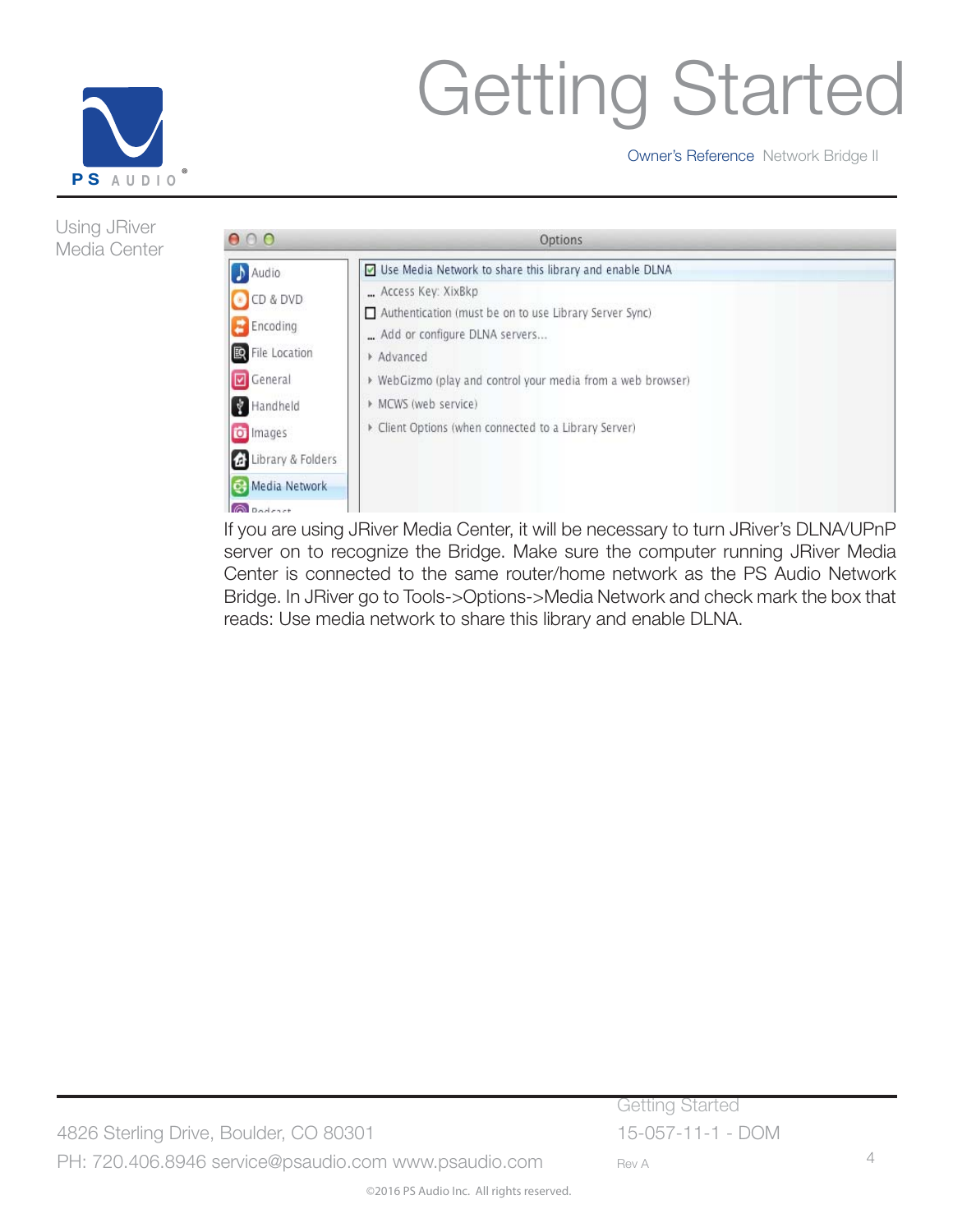## Using JRiver Media Center

If you are using JRiver Media Center, it will be necessary to turn JRiver's DLNA/UPnP server on to recognize the Bridge. Make sure the computer running JRiver Media Center is connected to the same router/home network as the PS Audio Network Bridge. In JRiver go to Tools->Options->Media Network and check mark the box that reads: Use media network to share this library and enable DLNA.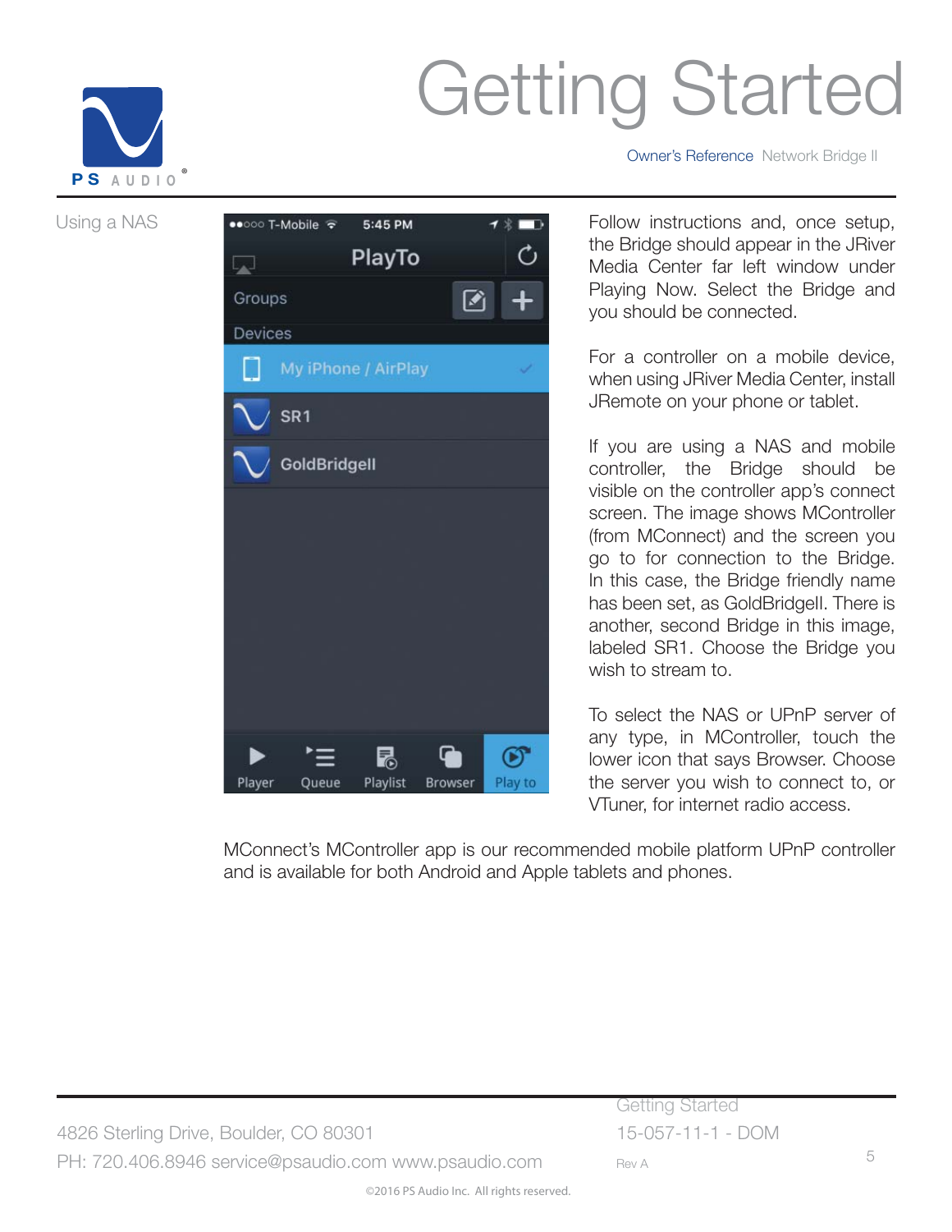# Getting Started

## Using a NAS

Follow instructions and, once setup, the Bridge should appear in the JRiver Media Center far left window under Playing Now. Select the Bridge and you should be connected.

For a controller on a mobile device, when using JRiver Media Center, install JRemote on your phone or tablet.

If you are using a NAS and mobile controller, the Bridge should be visible on the controller app's connect screen. The image shows MController (from MConnect) and the screen you go to for connection to the Bridge. In this case, the Bridge friendly name has been set, as GoldBridgeII. There is another, second Bridge in this image, labeled SR1. Choose the Bridge you wish to stream to.

To select the NAS or UPnP server of any type, in MController, touch the lower icon that says Browser. Choose the server you wish to connect to, or VTuner, for internet radio access.

MConnect's MController app is our recommended mobile platform UPnP controller and is available for both Android and Apple tablets and phones.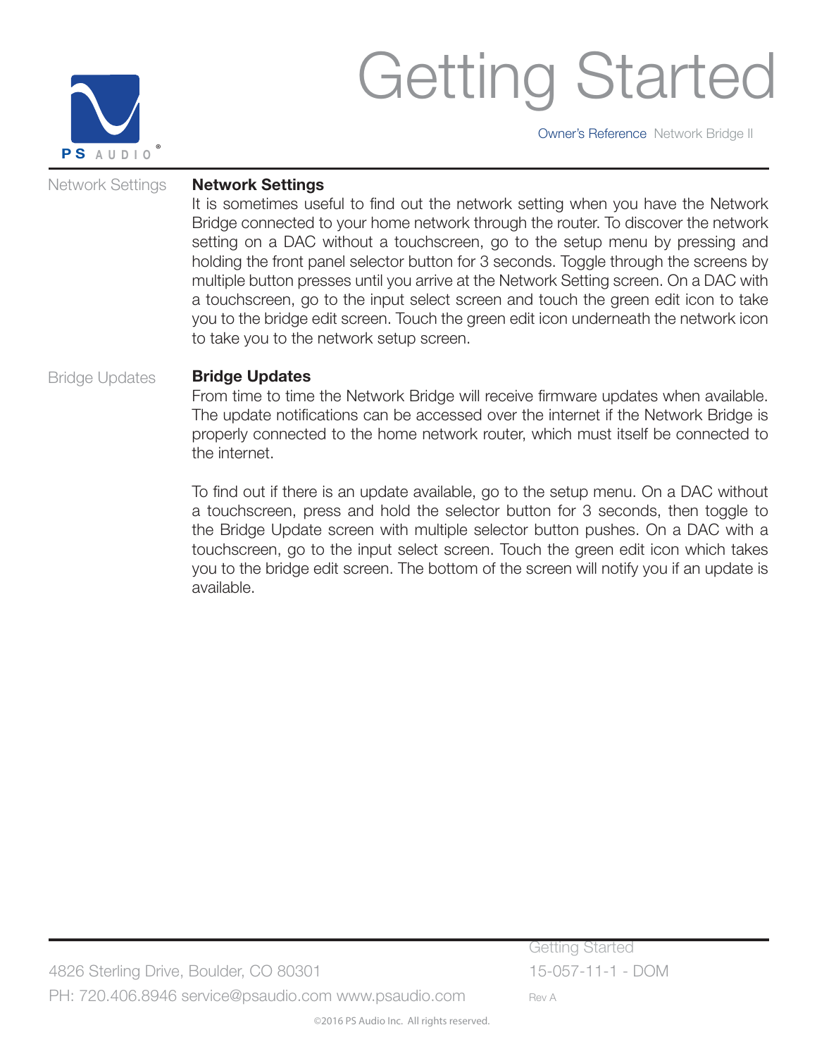## Network Settings

It is sometimes useful to find out the network setting when you have the Network Bridge connected to your home network through the router. To discover the network setting on a DAC without a touchscreen, go to the setup menu by pressing and holding the front panel selector button for 3 seconds. Toggle through the screens by multiple button presses until you arrive at the Network Setting screen. On a DAC with a touchscreen, go to the input select screen and touch the green edit icon to take you to the bridge edit screen. Touch the green edit icon underneath the network icon to take you to the network setup screen.

## Bridge Updates

From time to time the Network Bridge will receive firmware updates when available. The update notifications can be accessed over the internet if the Network Bridge is properly connected to the home network router, which must itself be connected to the internet.

To find out if there is an update available, go to the setup menu. On a DAC without a touchscreen, press and hold the selector button for 3 seconds, then toggle to the Bridge Update screen with multiple selector button pushes. On a DAC with a touchscreen, go to the input select screen. Touch the green edit icon which takes you to the bridge edit screen. The bottom of the screen will notify you if an update is available.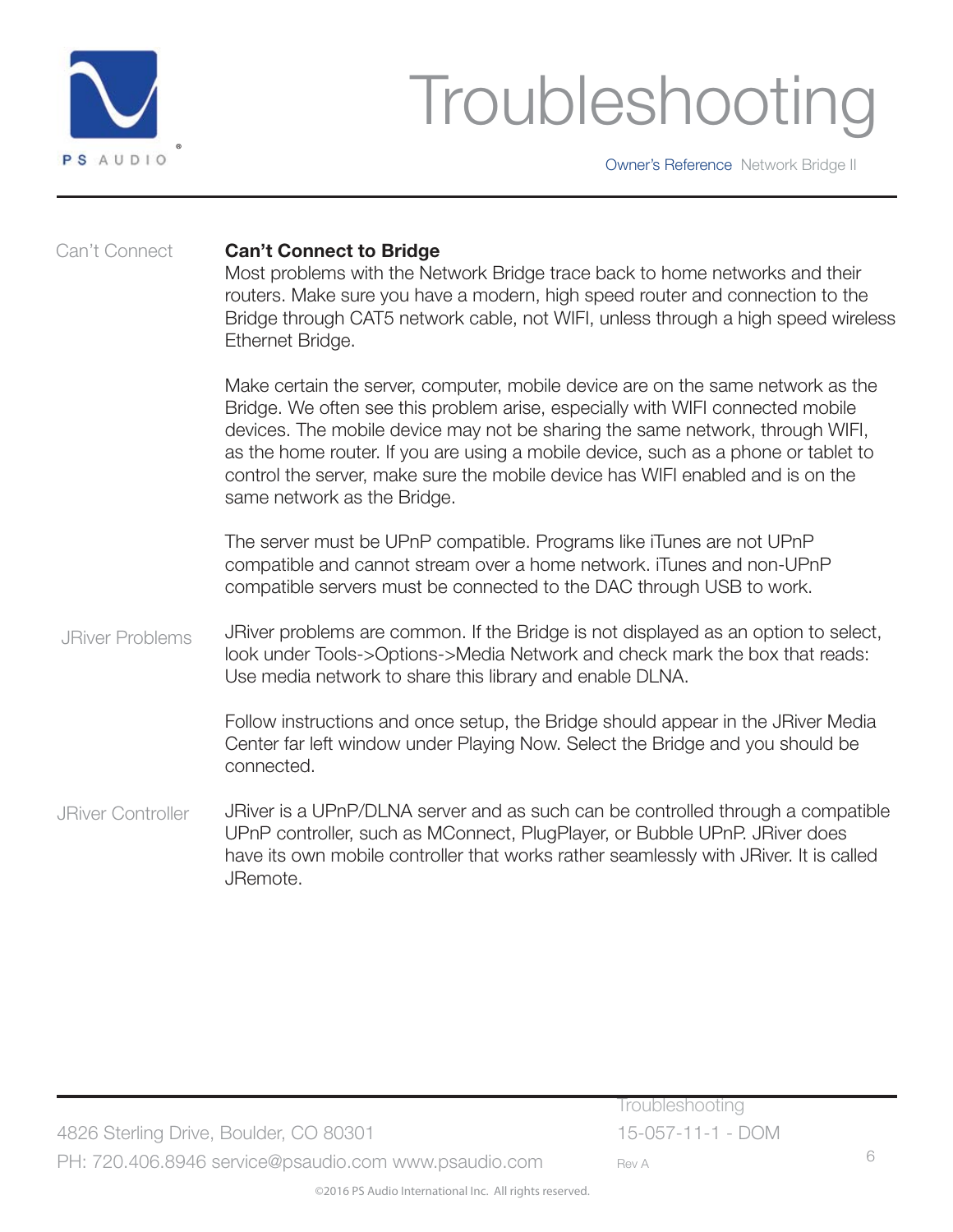# Troubleshooting

Can't Connect

**Can't Connect to Bridge**

Most problems with the Network Bridge trace back to home networks and their routers. Make sure you have a modern, high speed router and connection to the Bridge through CAT5 network cable, not WIFI, unless through a high speed wireless Ethernet Bridge.

Make certain the server, computer, mobile device are on the same network as the Bridge. We often see this problem arise, especially with WIFI connected mobile devices. The mobile device may not be sharing the same network, through WIFI, as the home router. If you are using a mobile device, such as a phone or tablet to control the server, make sure the mobile device has WIFI enabled and is on the same network as the Bridge.

The server must be UPnP compatible. Programs like iTunes are not UPnP compatible and cannot stream over a home network. iTunes and non-UPnP compatible servers must be connected to the DAC through USB to work.

JRiver Problems

JRiver problems are common. If the Bridge is not displayed as an option to select, look under Tools->Options->Media Network and check mark the box that reads: Use media network to share this library and enable DLNA.

Follow instructions and once setup, the Bridge should appear in the JRiver Media Center far left window under Playing Now. Select the Bridge and you should be connected.

JRiver Controller

JRiver is a UPnP/DLNA server and as such can be controlled through a compatible UPnP controller, such as MConnect, PlugPlayer, or Bubble UPnP. JRiver does have its own mobile controller that works rather seamlessly with JRiver. It is called JRemote.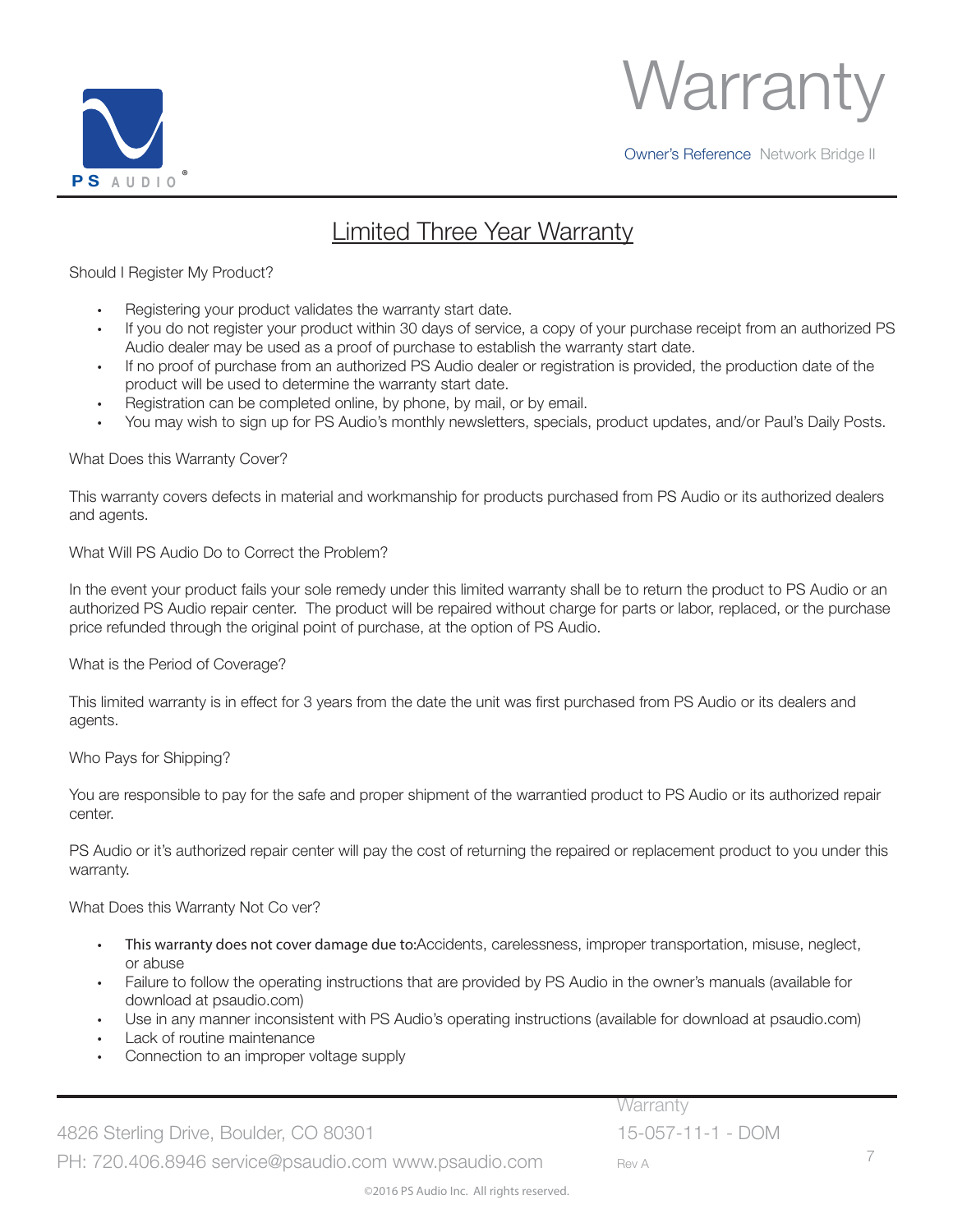## Limited Three Year Warranty

Should I Register My Product?

- Registering your product validates the warranty start date.
- If you do not register your product within 30 days of service, a copy of your purchase receipt from an authorized PS Audio dealer may be used as a proof of purchase to establish the warranty start date.
- If no proof of purchase from an authorized PS Audio dealer or registration is provided, the production date of the product will be used to determine the warranty start date.
- Registration can be completed online, by phone, by mail, or by email.
- You may wish to sign up for PS Audio's monthly newsletters, specials, product updates, and/or Paul's Daily Posts.

What Does this Warranty Cover?

This warranty covers defects in material and workmanship for products purchased from PS Audio or its authorized dealers and agents.

What Will PS Audio Do to Correct the Problem?

In the event your product fails your sole remedy under this limited warranty shall be to return the product to PS Audio or an authorized PS Audio repair center. The product will be repaired without charge for parts or labor, replaced, or the purchase price refunded through the original point of purchase, at the option of PS Audio.

What is the Period of Coverage?

This limited warranty is in effect for 3 years from the date the unit was first purchased from PS Audio or its dealers and agents.

Who Pays for Shipping?

You are responsible to pay for the safe and proper shipment of the warrantied product to PS Audio or its authorized repair center.

PS Audio or it's authorized repair center will pay the cost of returning the repaired or replacement product to you under this warranty.

What Does this Warranty Not Co ver?

- This warranty does not cover damage due to:Accidents, carelessness, improper transportation, misuse, neglect, or abuse
- Failure to follow the operating instructions that are provided by PS Audio in the owner's manuals (available for download at psaudio.com)
- Use in any manner inconsistent with PS Audio's operating instructions (available for download at psaudio.com)
- Lack of routine maintenance
- Connection to an improper voltage supply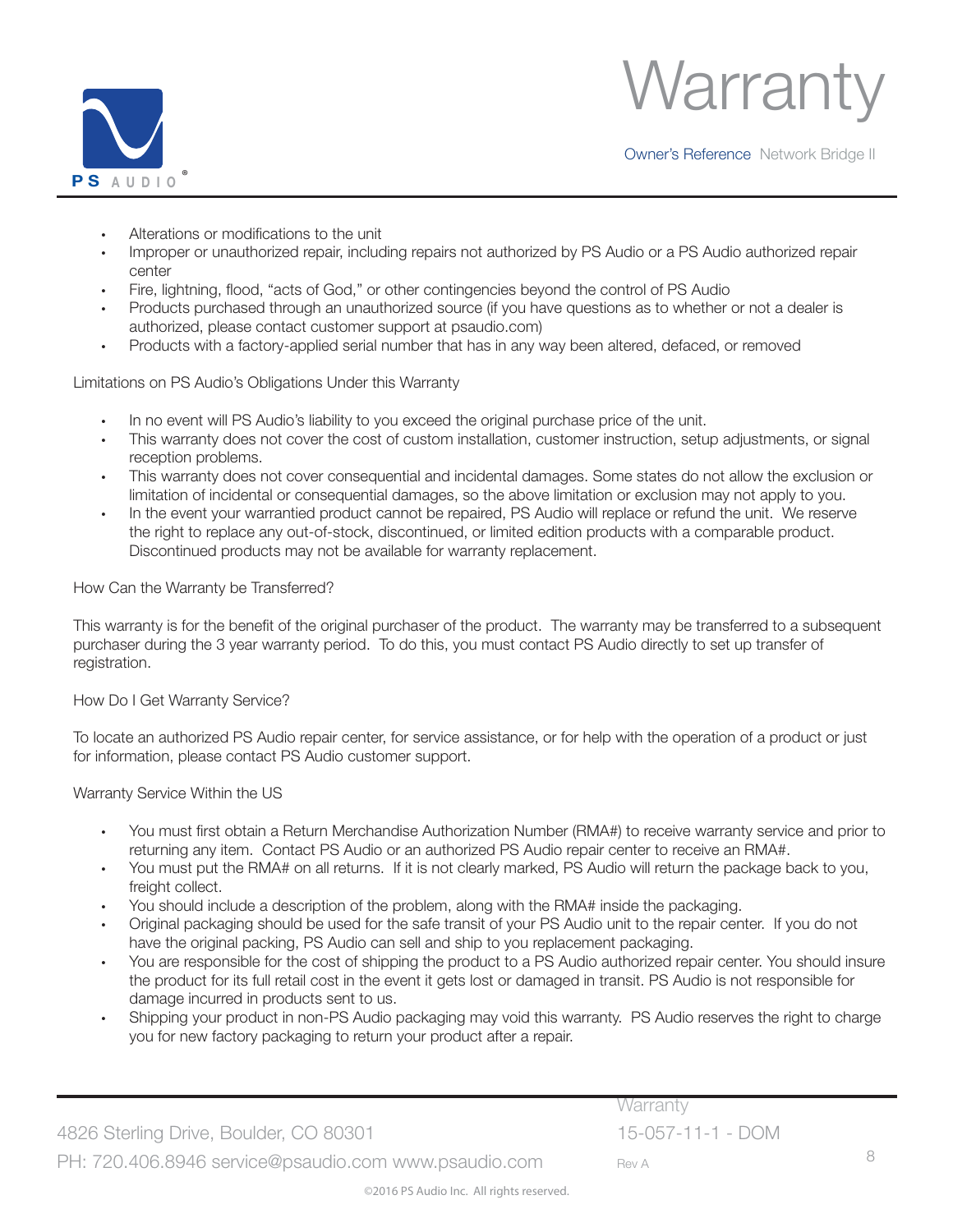- Alterations or modifications to the unit
- Improper or unauthorized repair, including repairs not authorized by PS Audio or a PS Audio authorized repair center
- Fire, lightning, flood, "acts of God," or other contingencies beyond the control of PS Audio
- Products purchased through an unauthorized source (if you have questions as to whether or not a dealer is authorized, please contact customer support at psaudio.com)
- Products with a factory-applied serial number that has in any way been altered, defaced, or removed

Limitations on PS Audio's Obligations Under this Warranty

- In no event will PS Audio's liability to you exceed the original purchase price of the unit.
- This warranty does not cover the cost of custom installation, customer instruction, setup adjustments, or signal reception problems.
- This warranty does not cover consequential and incidental damages. Some states do not allow the exclusion or limitation of incidental or consequential damages, so the above limitation or exclusion may not apply to you.
- In the event your warrantied product cannot be repaired, PS Audio will replace or refund the unit. We reserve the right to replace any out-of-stock, discontinued, or limited edition products with a comparable product. Discontinued products may not be available for warranty replacement.

How Can the Warranty be Transferred?

This warranty is for the benefit of the original purchaser of the product. The warranty may be transferred to a subsequent purchaser during the 3 year warranty period. To do this, you must contact PS Audio directly to set up transfer of registration.

How Do I Get Warranty Service?

To locate an authorized PS Audio repair center, for service assistance, or for help with the operation of a product or just for information, please contact PS Audio customer support.

Warranty Service Within the US

- You must first obtain a Return Merchandise Authorization Number (RMA#) to receive warranty service and prior to returning any item. Contact PS Audio or an authorized PS Audio repair center to receive an RMA#.
- You must put the RMA# on all returns. If it is not clearly marked, PS Audio will return the package back to you, freight collect.
- You should include a description of the problem, along with the RMA# inside the packaging.
- Original packaging should be used for the safe transit of your PS Audio unit to the repair center. If you do not have the original packing, PS Audio can sell and ship to you replacement packaging.
- You are responsible for the cost of shipping the product to a PS Audio authorized repair center. You should insure the product for its full retail cost in the event it gets lost or damaged in transit. PS Audio is not responsible for damage incurred in products sent to us.
- Shipping your product in non-PS Audio packaging may void this warranty. PS Audio reserves the right to charge you for new factory packaging to return your product after a repair.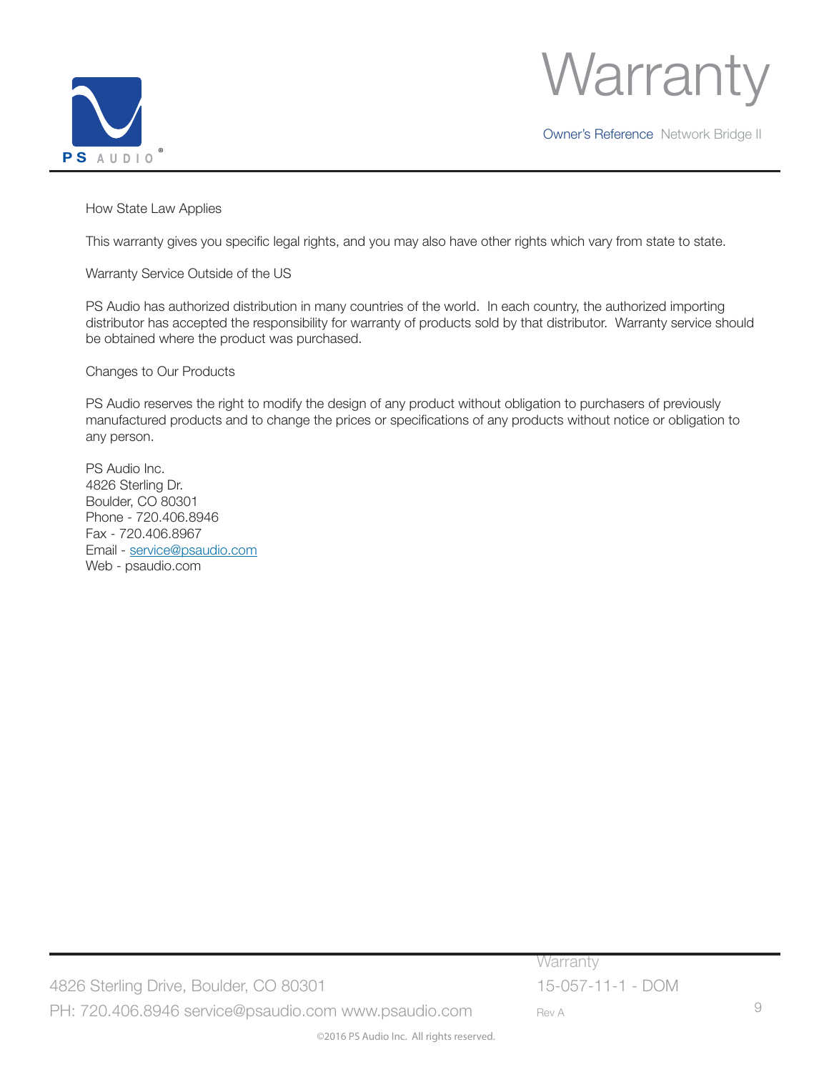How State Law Applies

This warranty gives you specific legal rights, and you may also have other rights which vary from state to state.

Warranty Service Outside of the US

PS Audio has authorized distribution in many countries of the world. In each country, the authorized importing distributor has accepted the responsibility for warranty of products sold by that distributor. Warranty service should be obtained where the product was purchased.

Changes to Our Products

PS Audio reserves the right to modify the design of any product without obligation to purchasers of previously manufactured products and to change the prices or specifications of any products without notice or obligation to any person.

PS Audio Inc.  
4826 Sterling Dr.  
Boulder, CO 80301  
Phone - 720.406.8946  
Fax - 720.406.8967  
Email - service@psaudio.com  
Web - psaudio.com